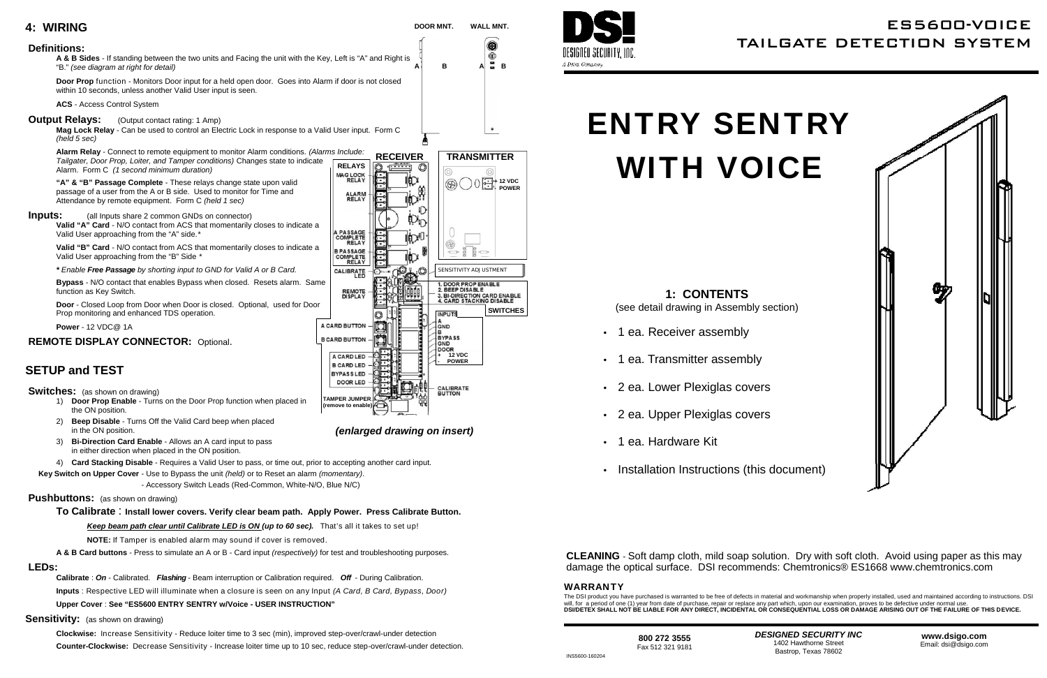## 4: WIRING

### Definitions:

**A & B Sides** - If standing between the two units and Facing the unit with the Key, Left is "A" and Right is "B." *(see diagram at right for detail)*

**Door Prop** function - Monitors Door input for a held open door. Goes into Alarm if door is not closed within 10 seconds, unless another Valid User input is seen.

**ACS** - Access Control System

### Output Relays: (Output contact rating: 1 Amp)

**Mag Lock Relay** - Can be used to control an Electric Lock in response to a Valid User input. Form C *(held 5 sec)*

**Alarm Relay** - Connect to remote equipment to monitor Alarm conditions. *(Alarms Include: Tailgater, Door Prop, Loiter, and Tamper conditions)* Changes state to indicate Alarm. Form C *(1 second minimum duration)*

**"A" & "B" Passage Complete** - These relays change state upon valid passage of a user from the A or B side. Used to monitor for Time and Attendance by remote equipment. Form C *(held 1 sec)*

### Inputs: (all Inputs share 2 common GNDs on connector)

**Valid "A" Card** - N/O contact from ACS that momentarily closes to indicate a Valid User approaching from the "A" side.*

**Valid "B" Card** - N/O contact from ACS that momentarily closes to indicate a Valid User approaching from the "B" Side *

*** *Enable **Free Passage** by shorting input to GND for Valid A or B Card.*

**Bypass** - N/O contact that enables Bypass when closed. Resets alarm. Same function as Key Switch.

**Door** - Closed Loop from Door when Door is closed. Optional, used for Door Prop monitoring and enhanced TDS operation.

**Power** - 12 VDC@ 1A

### REMOTE DISPLAY CONNECTOR: Optional.

## SETUP and TEST

### Switches: (as shown on drawing)

1) **Door Prop Enable** - Turns on the Door Prop function when placed in the ON position.
2) **Beep Disable** - Turns Off the Valid Card beep when placed in the ON position.
3) **Bi-Direction Card Enable** - Allows an A card input to pass in either direction when placed in the ON position.
4) **Card Stacking Disable** - Requires a Valid User to pass, or time out, prior to accepting another card input.

**Key Switch on Upper Cover** - Use to Bypass the unit *(held)* or to Reset an alarm *(momentary)*.
- Accessory Switch Leads (Red-Common, White-N/O, Blue N/C)

*(enlarged drawing on insert)*

### Pushbuttons: (as shown on drawing)

**To Calibrate** : **Install lower covers. Verify clear beam path. Apply Power. Press Calibrate Button.**

***Keep beam path clear until Calibrate LED is ON (up to 60 sec).*** That's all it takes to set up!

**NOTE:** If Tamper is enabled alarm may sound if cover is removed.

**A & B Card buttons** - Press to simulate an A or B - Card input *(respectively)* for test and troubleshooting purposes.

### LEDs:

**Calibrate** : ***On*** - Calibrated. ***Flashing*** - Beam interruption or Calibration required. ***Off*** - During Calibration.

**Inputs** : Respective LED will illuminate when a closure is seen on any Input *(A Card, B Card, Bypass, Door)*

**Upper Cover** : **See "ES5600 ENTRY SENTRY w/Voice - USER INSTRUCTION"**

### Sensitivity: (as shown on drawing)

**Clockwise:** Increase Sensitivity - Reduce loiter time to 3 sec (min), improved step-over/crawl-under detection

**Counter-Clockwise:** Decrease Sensitivity - Increase loiter time up to 10 sec, reduce step-over/crawl-under detection.

---

DSI DESIGNED SECURITY, INC.

# ES5600-VOICE TAILGATE DETECTION SYSTEM

# ENTRY SENTRY WITH VOICE

## 1: CONTENTS

(see detail drawing in Assembly section)

- 1 ea. Receiver assembly
- 1 ea. Transmitter assembly
- 2 ea. Lower Plexiglas covers
- 2 ea. Upper Plexiglas covers
- 1 ea. Hardware Kit
- Installation Instructions (this document)

**CLEANING** - Soft damp cloth, mild soap solution. Dry with soft cloth. Avoid using paper as this may damage the optical surface. DSI recommends: Chemtronics® ES1668 www.chemtronics.com

### WARRANTY

The DSI product you have purchased is warranted to be free of defects in material and workmanship when properly installed, used and maintained according to instructions. DSI will, for a period of one (1) year from date of purchase, repair or replace any part which, upon our examination, proves to be defective under normal use.
**DSI/DETEX SHALL NOT BE LIABLE FOR ANY DIRECT, INCIDENTAL OR CONSEQUENTIAL LOSS OR DAMAGE ARISING OUT OF THE FAILURE OF THIS DEVICE.**

**800 272 3555**
Fax 512 321 9181

***DESIGNED SECURITY INC***
1402 Hawthorne Street
Bastrop, Texas 78602

**www.dsigo.com**
Email: dsi@dsigo.com

INS5600-160204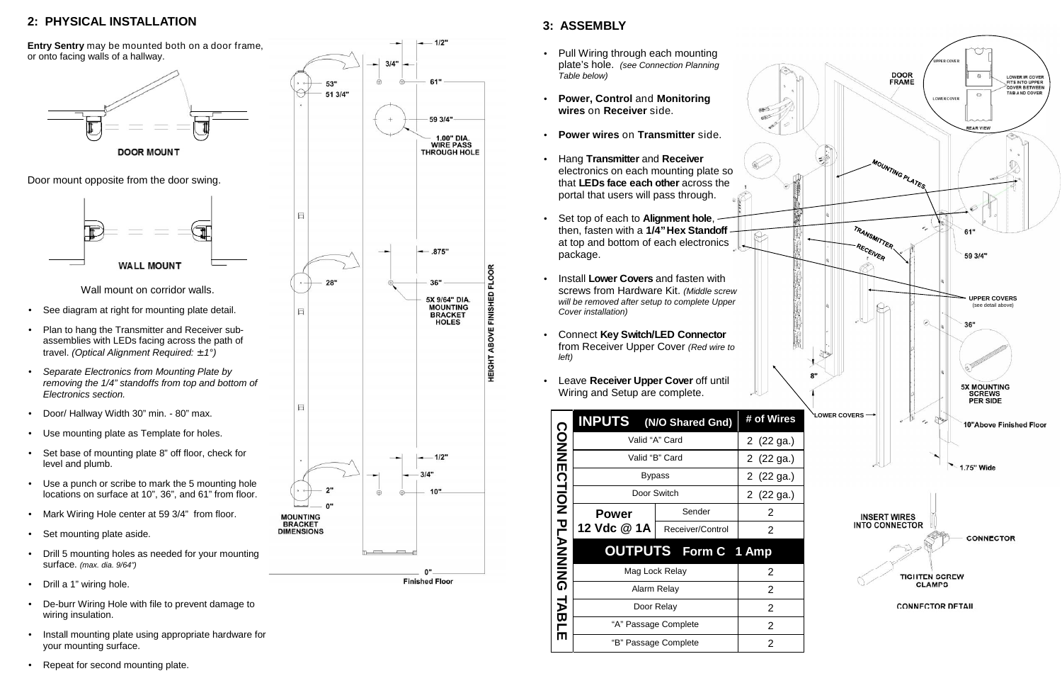## 2: PHYSICAL INSTALLATION

**Entry Sentry** may be mounted both on a door frame, or onto facing walls of a hallway.

DOOR MOUNT

Door mount opposite from the door swing.

WALL MOUNT

Wall mount on corridor walls.

- See diagram at right for mounting plate detail.
- Plan to hang the Transmitter and Receiver sub-assemblies with LEDs facing across the path of travel. *(Optical Alignment Required: ±1°)*
- *Separate Electronics from Mounting Plate by removing the 1/4" standoffs from top and bottom of Electronics section.*
- Door/ Hallway Width 30" min. - 80" max.
- Use mounting plate as Template for holes.
- Set base of mounting plate 8" off floor, check for level and plumb.
- Use a punch or scribe to mark the 5 mounting hole locations on surface at 10", 36", and 61" from floor.
- Mark Wiring Hole center at 59 3/4" from floor.
- Set mounting plate aside.
- Drill 5 mounting holes as needed for your mounting surface. *(max. dia. 9/64")*
- Drill a 1" wiring hole.
- De-burr Wiring Hole with file to prevent damage to wiring insulation.
- Install mounting plate using appropriate hardware for your mounting surface.
- Repeat for second mounting plate.

1/2"
3/4"
53"
51 3/4"
61"
59 3/4"
1.00" DIA. WIRE PASS THROUGH HOLE
.875"
28"
36"
5X 9/64" DIA. MOUNTING BRACKET HOLES
HEIGHT ABOVE FINISHED FLOOR
1/2"
3/4"
2"
0"
10"
MOUNTING BRACKET DIMENSIONS
0"
Finished Floor

## 3: ASSEMBLY

- Pull Wiring through each mounting plate's hole. *(see Connection Planning Table below)*
- **Power, Control** and **Monitoring wires** on **Receiver** side.
- **Power wires** on **Transmitter** side.
- Hang **Transmitter** and **Receiver** electronics on each mounting plate so that **LEDs face each other** across the portal that users will pass through.
- Set top of each to **Alignment hole**, then, fasten with a **1/4" Hex Standoff** at top and bottom of each electronics package.
- Install **Lower Covers** and fasten with screws from Hardware Kit. *(Middle screw will be removed after setup to complete Upper Cover installation)*
- Connect **Key Switch/LED Connector** from Receiver Upper Cover *(Red wire to left)*
- Leave **Receiver Upper Cover** off until Wiring and Setup are complete.

UPPER COVER
DOOR FRAME
LOWER COVER
LOWER IR COVER FITS INTO UPPER COVER BETWEEN TAB AND COVER
REAR VIEW
MOUNTING PLATES
TRANSMITTER
RECEIVER
61"
59 3/4"
UPPER COVERS (see detail above)
36"
8"
5X MOUNTING SCREWS PER SIDE
LOWER COVERS
10" Above Finished Floor
1.75" Wide
INSERT WIRES INTO CONNECTOR
CONNECTOR
TIGHTEN SCREW CLAMPS
CONNECTOR DETAIL

**CONNECTION PLANNING TABLE**

| INPUTS (N/O Shared Gnd) | | # of Wires |
|---|---|---|
| Valid "A" Card | | 2 (22 ga.) |
| Valid "B" Card | | 2 (22 ga.) |
| Bypass | | 2 (22 ga.) |
| Door Switch | | 2 (22 ga.) |
| **Power 12 Vdc @ 1A** | Sender | 2 |
| | Receiver/Control | 2 |
| **OUTPUTS Form C 1 Amp** | | |
| Mag Lock Relay | | 2 |
| Alarm Relay | | 2 |
| Door Relay | | 2 |
| "A" Passage Complete | | 2 |
| "B" Passage Complete | | 2 |